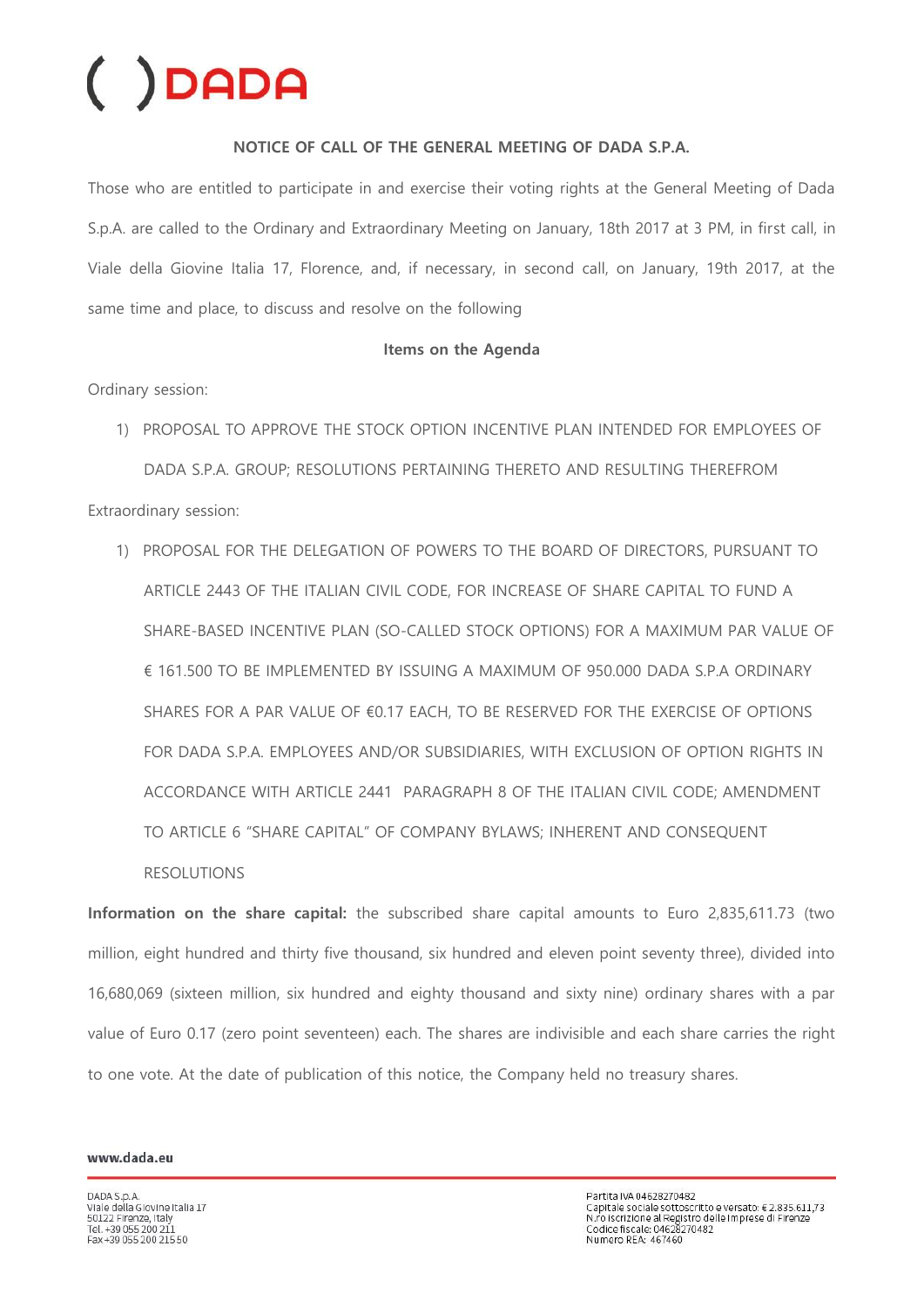# NOTICE OF CALL OF THE GENERAL MEETING OF DADA S.P.A.

Those who are entitled to participate in and exercise their voting rights at the General Meeting of Dada S.p.A. are called to the Ordinary and Extraordinary Meeting on January, 18th 2017 at 3 PM, in first call, in Viale della Giovine Italia 17, Florence, and, if necessary, in second call, on January, 19th 2017, at the same time and place, to discuss and resolve on the following

**Items on the Agenda**

Ordinary session:

1) PROPOSAL TO APPROVE THE STOCK OPTION INCENTIVE PLAN INTENDED FOR EMPLOYEES OF DADA S.P.A. GROUP; RESOLUTIONS PERTAINING THERETO AND RESULTING THEREFROM

Extraordinary session:

1) PROPOSAL FOR THE DELEGATION OF POWERS TO THE BOARD OF DIRECTORS, PURSUANT TO ARTICLE 2443 OF THE ITALIAN CIVIL CODE, FOR INCREASE OF SHARE CAPITAL TO FUND A SHARE-BASED INCENTIVE PLAN (SO-CALLED STOCK OPTIONS) FOR A MAXIMUM PAR VALUE OF € 161.500 TO BE IMPLEMENTED BY ISSUING A MAXIMUM OF 950.000 DADA S.P.A ORDINARY SHARES FOR A PAR VALUE OF €0.17 EACH, TO BE RESERVED FOR THE EXERCISE OF OPTIONS FOR DADA S.P.A. EMPLOYEES AND/OR SUBSIDIARIES, WITH EXCLUSION OF OPTION RIGHTS IN ACCORDANCE WITH ARTICLE 2441 PARAGRAPH 8 OF THE ITALIAN CIVIL CODE; AMENDMENT TO ARTICLE 6 "SHARE CAPITAL" OF COMPANY BYLAWS; INHERENT AND CONSEQUENT RESOLUTIONS

**Information on the share capital:** the subscribed share capital amounts to Euro 2,835,611.73 (two million, eight hundred and thirty five thousand, six hundred and eleven point seventy three), divided into 16,680,069 (sixteen million, six hundred and eighty thousand and sixty nine) ordinary shares with a par value of Euro 0.17 (zero point seventeen) each. The shares are indivisible and each share carries the right to one vote. At the date of publication of this notice, the Company held no treasury shares.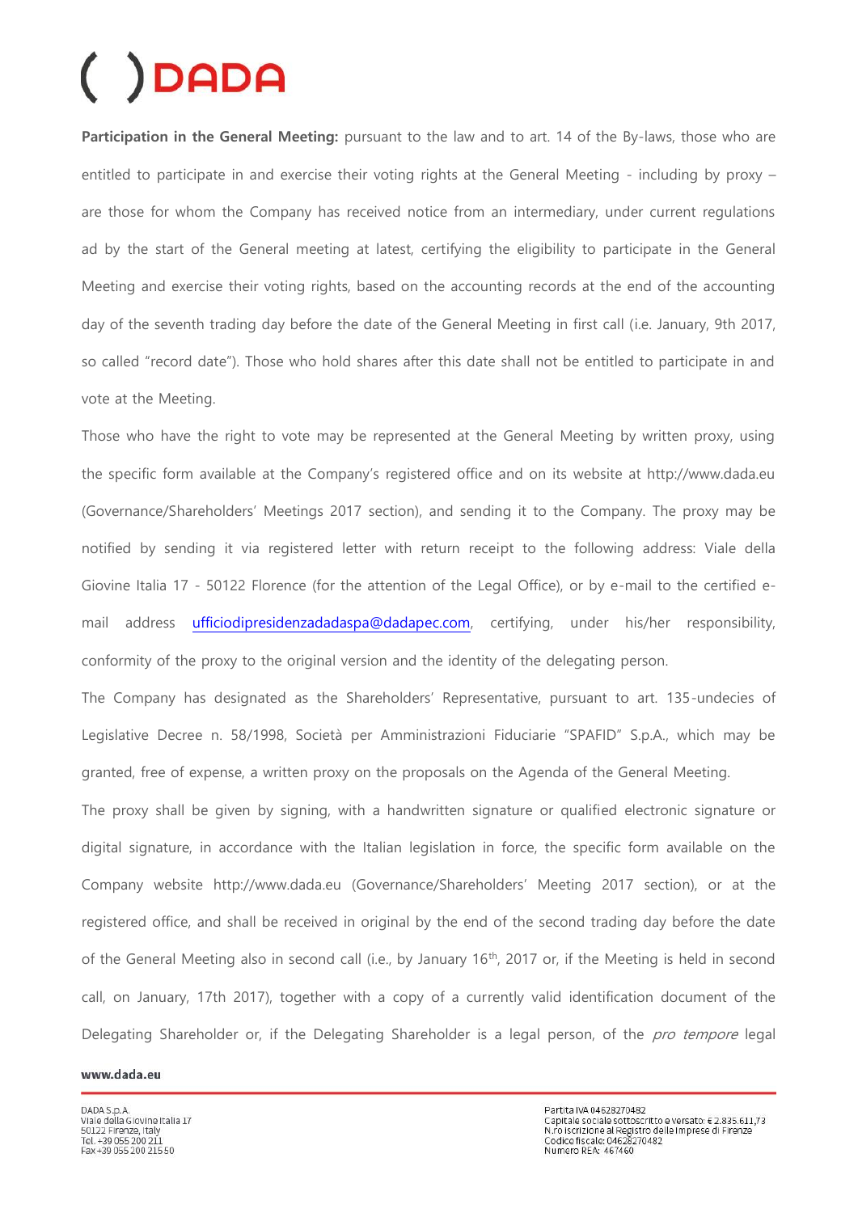**Participation in the General Meeting:** pursuant to the law and to art. 14 of the By-laws, those who are entitled to participate in and exercise their voting rights at the General Meeting - including by proxy – are those for whom the Company has received notice from an intermediary, under current regulations ad by the start of the General meeting at latest, certifying the eligibility to participate in the General Meeting and exercise their voting rights, based on the accounting records at the end of the accounting day of the seventh trading day before the date of the General Meeting in first call (i.e. January, 9th 2017, so called "record date"). Those who hold shares after this date shall not be entitled to participate in and vote at the Meeting.

Those who have the right to vote may be represented at the General Meeting by written proxy, using the specific form available at the Company's registered office and on its website at http://www.dada.eu (Governance/Shareholders' Meetings 2017 section), and sending it to the Company. The proxy may be notified by sending it via registered letter with return receipt to the following address: Viale della Giovine Italia 17 - 50122 Florence (for the attention of the Legal Office), or by e-mail to the certified e-mail address ufficiodipresidenzadadaspa@dadapec.com, certifying, under his/her responsibility, conformity of the proxy to the original version and the identity of the delegating person.

The Company has designated as the Shareholders' Representative, pursuant to art. 135-undecies of Legislative Decree n. 58/1998, Società per Amministrazioni Fiduciarie "SPAFID" S.p.A., which may be granted, free of expense, a written proxy on the proposals on the Agenda of the General Meeting.

The proxy shall be given by signing, with a handwritten signature or qualified electronic signature or digital signature, in accordance with the Italian legislation in force, the specific form available on the Company website http://www.dada.eu (Governance/Shareholders' Meeting 2017 section), or at the registered office, and shall be received in original by the end of the second trading day before the date of the General Meeting also in second call (i.e., by January 16th, 2017 or, if the Meeting is held in second call, on January, 17th 2017), together with a copy of a currently valid identification document of the Delegating Shareholder or, if the Delegating Shareholder is a legal person, of the *pro tempore* legal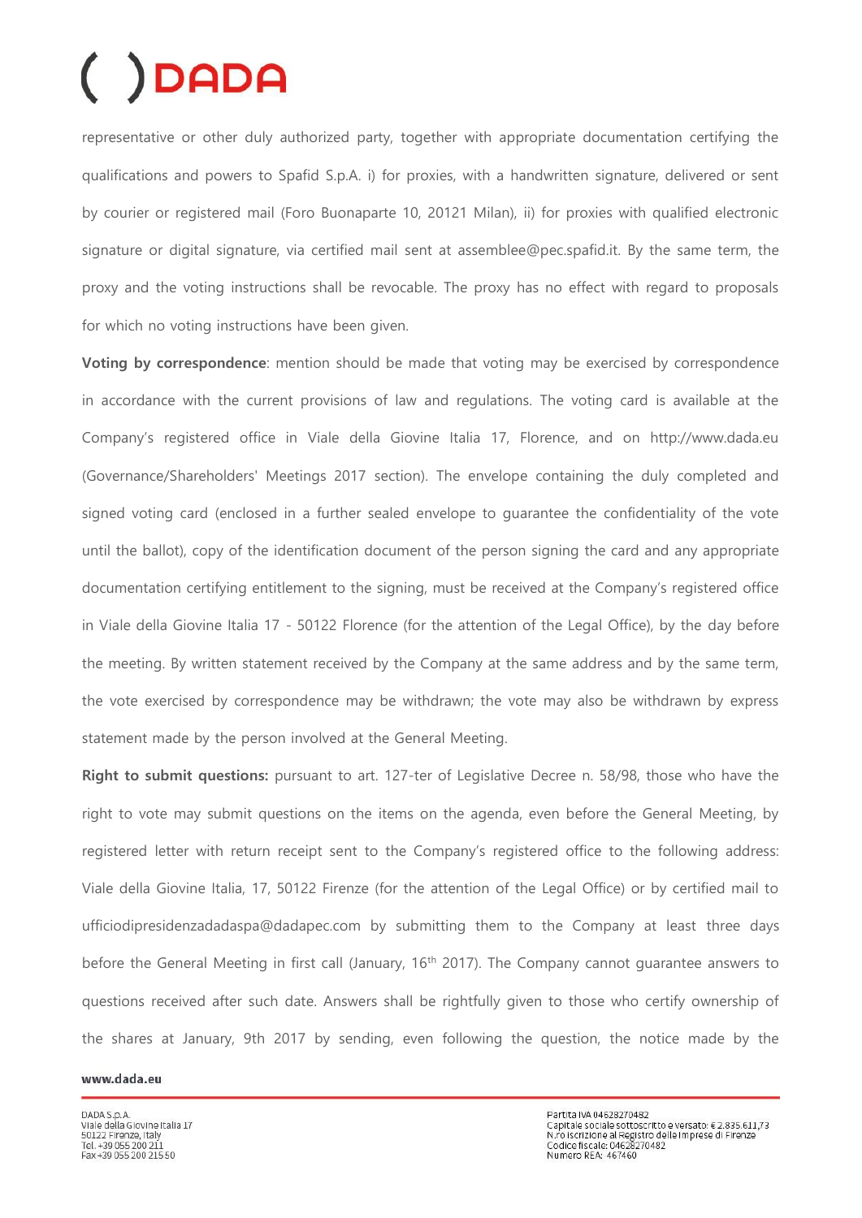representative or other duly authorized party, together with appropriate documentation certifying the qualifications and powers to Spafid S.p.A. i) for proxies, with a handwritten signature, delivered or sent by courier or registered mail (Foro Buonaparte 10, 20121 Milan), ii) for proxies with qualified electronic signature or digital signature, via certified mail sent at assemblee@pec.spafid.it. By the same term, the proxy and the voting instructions shall be revocable. The proxy has no effect with regard to proposals for which no voting instructions have been given.

**Voting by correspondence**: mention should be made that voting may be exercised by correspondence in accordance with the current provisions of law and regulations. The voting card is available at the Company's registered office in Viale della Giovine Italia 17, Florence, and on http://www.dada.eu (Governance/Shareholders' Meetings 2017 section). The envelope containing the duly completed and signed voting card (enclosed in a further sealed envelope to guarantee the confidentiality of the vote until the ballot), copy of the identification document of the person signing the card and any appropriate documentation certifying entitlement to the signing, must be received at the Company's registered office in Viale della Giovine Italia 17 - 50122 Florence (for the attention of the Legal Office), by the day before the meeting. By written statement received by the Company at the same address and by the same term, the vote exercised by correspondence may be withdrawn; the vote may also be withdrawn by express statement made by the person involved at the General Meeting.

**Right to submit questions:** pursuant to art. 127-ter of Legislative Decree n. 58/98, those who have the right to vote may submit questions on the items on the agenda, even before the General Meeting, by registered letter with return receipt sent to the Company's registered office to the following address: Viale della Giovine Italia, 17, 50122 Firenze (for the attention of the Legal Office) or by certified mail to ufficiodipresidenzadadaspa@dadapec.com by submitting them to the Company at least three days before the General Meeting in first call (January, 16th 2017). The Company cannot guarantee answers to questions received after such date. Answers shall be rightfully given to those who certify ownership of the shares at January, 9th 2017 by sending, even following the question, the notice made by the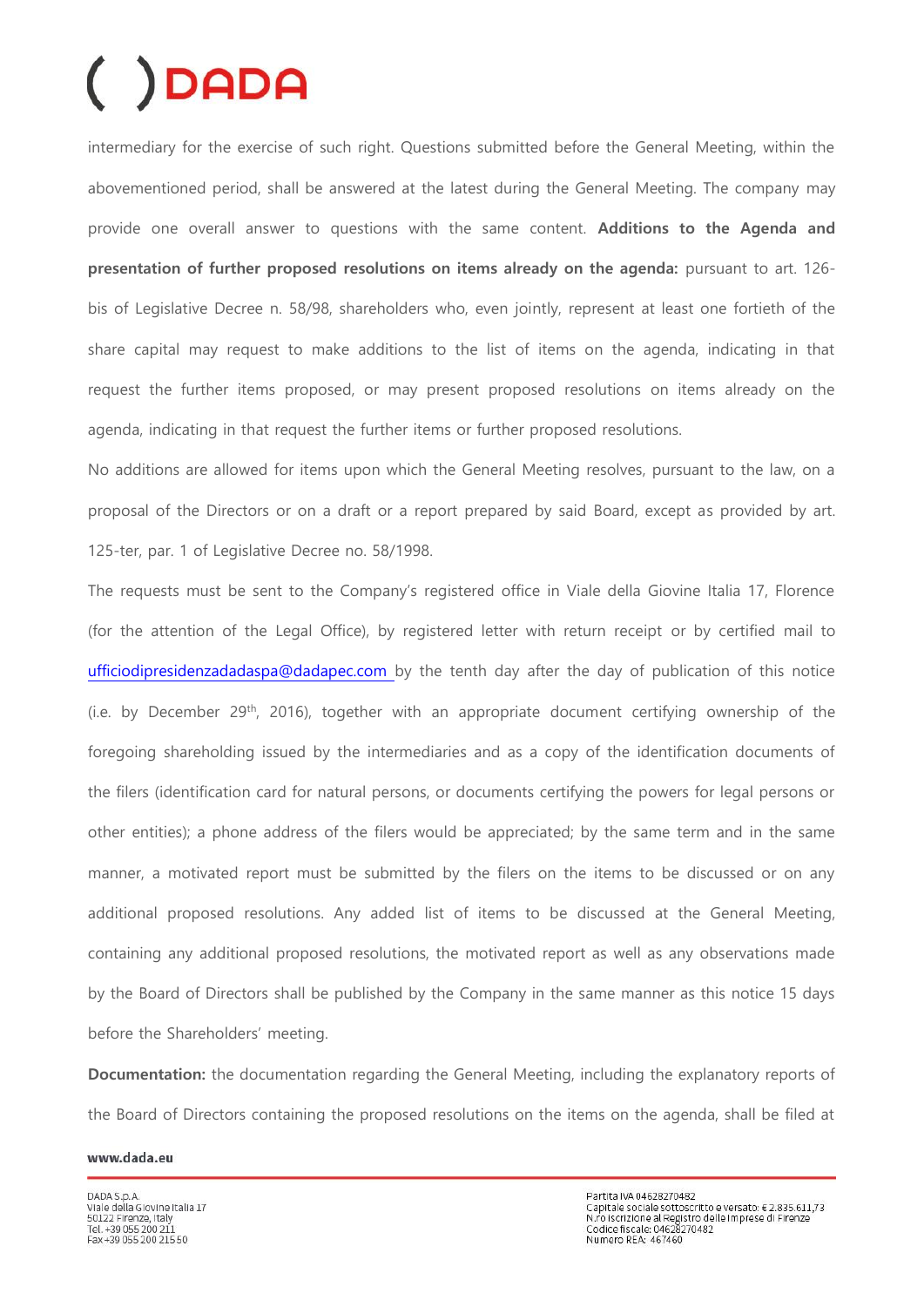intermediary for the exercise of such right. Questions submitted before the General Meeting, within the abovementioned period, shall be answered at the latest during the General Meeting. The company may provide one overall answer to questions with the same content. **Additions to the Agenda and presentation of further proposed resolutions on items already on the agenda:** pursuant to art. 126-bis of Legislative Decree n. 58/98, shareholders who, even jointly, represent at least one fortieth of the share capital may request to make additions to the list of items on the agenda, indicating in that request the further items proposed, or may present proposed resolutions on items already on the agenda, indicating in that request the further items or further proposed resolutions.

No additions are allowed for items upon which the General Meeting resolves, pursuant to the law, on a proposal of the Directors or on a draft or a report prepared by said Board, except as provided by art. 125-ter, par. 1 of Legislative Decree no. 58/1998.

The requests must be sent to the Company's registered office in Viale della Giovine Italia 17, Florence (for the attention of the Legal Office), by registered letter with return receipt or by certified mail to ufficiodipresidenzadadaspa@dadapec.com by the tenth day after the day of publication of this notice (i.e. by December 29th, 2016), together with an appropriate document certifying ownership of the foregoing shareholding issued by the intermediaries and as a copy of the identification documents of the filers (identification card for natural persons, or documents certifying the powers for legal persons or other entities); a phone address of the filers would be appreciated; by the same term and in the same manner, a motivated report must be submitted by the filers on the items to be discussed or on any additional proposed resolutions. Any added list of items to be discussed at the General Meeting, containing any additional proposed resolutions, the motivated report as well as any observations made by the Board of Directors shall be published by the Company in the same manner as this notice 15 days before the Shareholders' meeting.

**Documentation:** the documentation regarding the General Meeting, including the explanatory reports of the Board of Directors containing the proposed resolutions on the items on the agenda, shall be filed at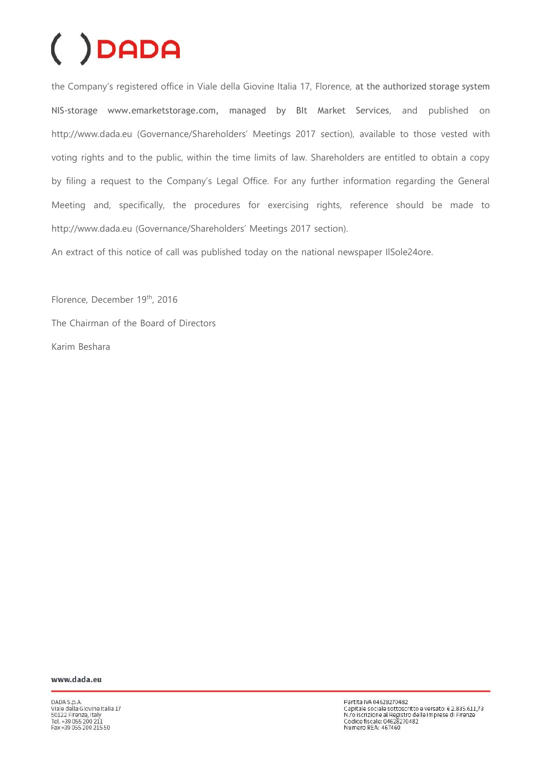the Company's registered office in Viale della Giovine Italia 17, Florence, at the authorized storage system NIS-storage www.emarketstorage.com, managed by BIt Market Services, and published on http://www.dada.eu (Governance/Shareholders' Meetings 2017 section), available to those vested with voting rights and to the public, within the time limits of law. Shareholders are entitled to obtain a copy by filing a request to the Company's Legal Office. For any further information regarding the General Meeting and, specifically, the procedures for exercising rights, reference should be made to http://www.dada.eu (Governance/Shareholders' Meetings 2017 section).

An extract of this notice of call was published today on the national newspaper IlSole24ore.

Florence, December 19th, 2016

The Chairman of the Board of Directors

Karim Beshara